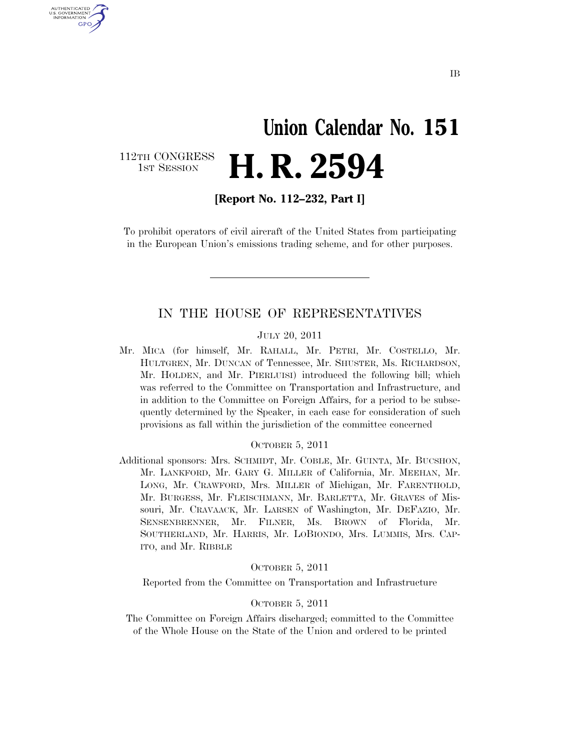IB

# Union Calendar No. 151

112TH CONGRESS
1ST SESSION

# H. R. 2594

**[Report No. 112–232, Part I]**

To prohibit operators of civil aircraft of the United States from participating in the European Union's emissions trading scheme, and for other purposes.

---

## IN THE HOUSE OF REPRESENTATIVES

JULY 20, 2011

Mr. MICA (for himself, Mr. RAHALL, Mr. PETRI, Mr. COSTELLO, Mr. HULTGREN, Mr. DUNCAN of Tennessee, Mr. SHUSTER, Ms. RICHARDSON, Mr. HOLDEN, and Mr. PIERLUISI) introduced the following bill; which was referred to the Committee on Transportation and Infrastructure, and in addition to the Committee on Foreign Affairs, for a period to be subsequently determined by the Speaker, in each case for consideration of such provisions as fall within the jurisdiction of the committee concerned

OCTOBER 5, 2011

Additional sponsors: Mrs. SCHMIDT, Mr. COBLE, Mr. GUINTA, Mr. BUCSHON, Mr. LANKFORD, Mr. GARY G. MILLER of California, Mr. MEEHAN, Mr. LONG, Mr. CRAWFORD, Mrs. MILLER of Michigan, Mr. FARENTHOLD, Mr. BURGESS, Mr. FLEISCHMANN, Mr. BARLETTA, Mr. GRAVES of Missouri, Mr. CRAVAACK, Mr. LARSEN of Washington, Mr. DEFAZIO, Mr. SENSENBRENNER, Mr. FILNER, Ms. BROWN of Florida, Mr. SOUTHERLAND, Mr. HARRIS, Mr. LOBIONDO, Mrs. LUMMIS, Mrs. CAPITO, and Mr. RIBBLE

OCTOBER 5, 2011

Reported from the Committee on Transportation and Infrastructure

OCTOBER 5, 2011

The Committee on Foreign Affairs discharged; committed to the Committee of the Whole House on the State of the Union and ordered to be printed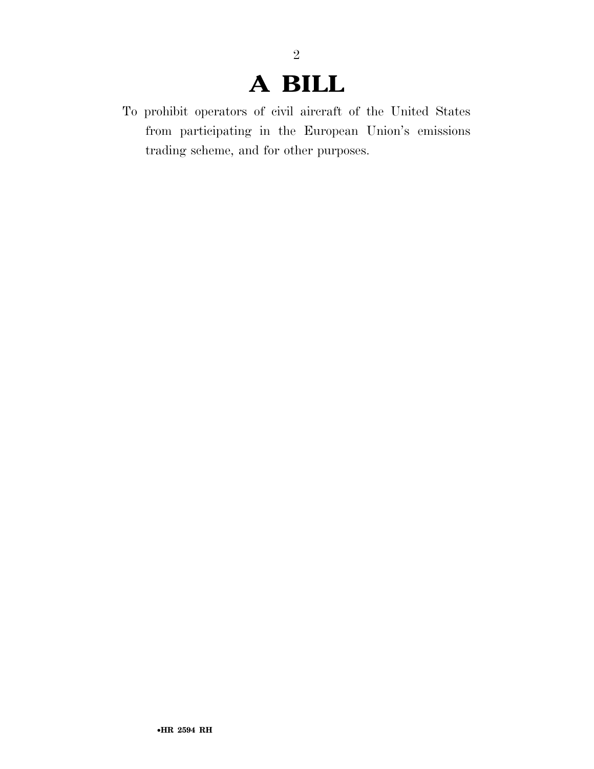# A BILL

To prohibit operators of civil aircraft of the United States from participating in the European Union's emissions trading scheme, and for other purposes.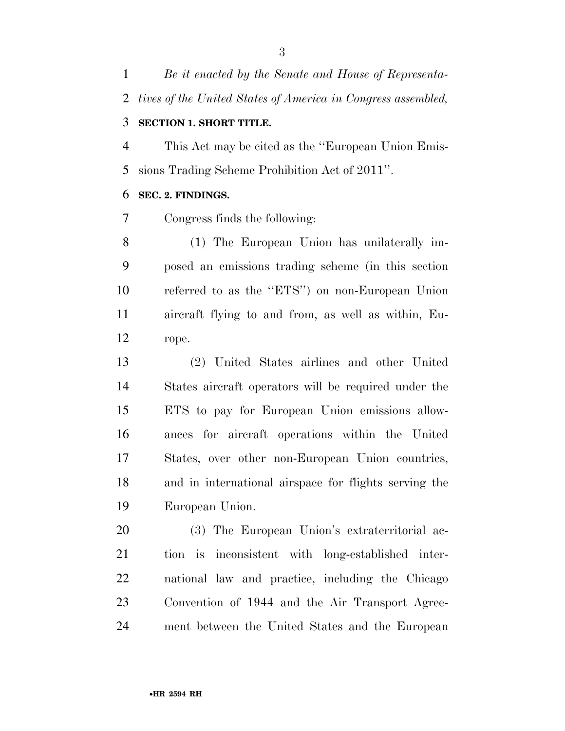*Be it enacted by the Senate and House of Representatives of the United States of America in Congress assembled,*

**SECTION 1. SHORT TITLE.**

This Act may be cited as the ''European Union Emissions Trading Scheme Prohibition Act of 2011''.

**SEC. 2. FINDINGS.**

Congress finds the following:

(1) The European Union has unilaterally imposed an emissions trading scheme (in this section referred to as the ''ETS'') on non-European Union aircraft flying to and from, as well as within, Europe.

(2) United States airlines and other United States aircraft operators will be required under the ETS to pay for European Union emissions allowances for aircraft operations within the United States, over other non-European Union countries, and in international airspace for flights serving the European Union.

(3) The European Union's extraterritorial action is inconsistent with long-established international law and practice, including the Chicago Convention of 1944 and the Air Transport Agreement between the United States and the European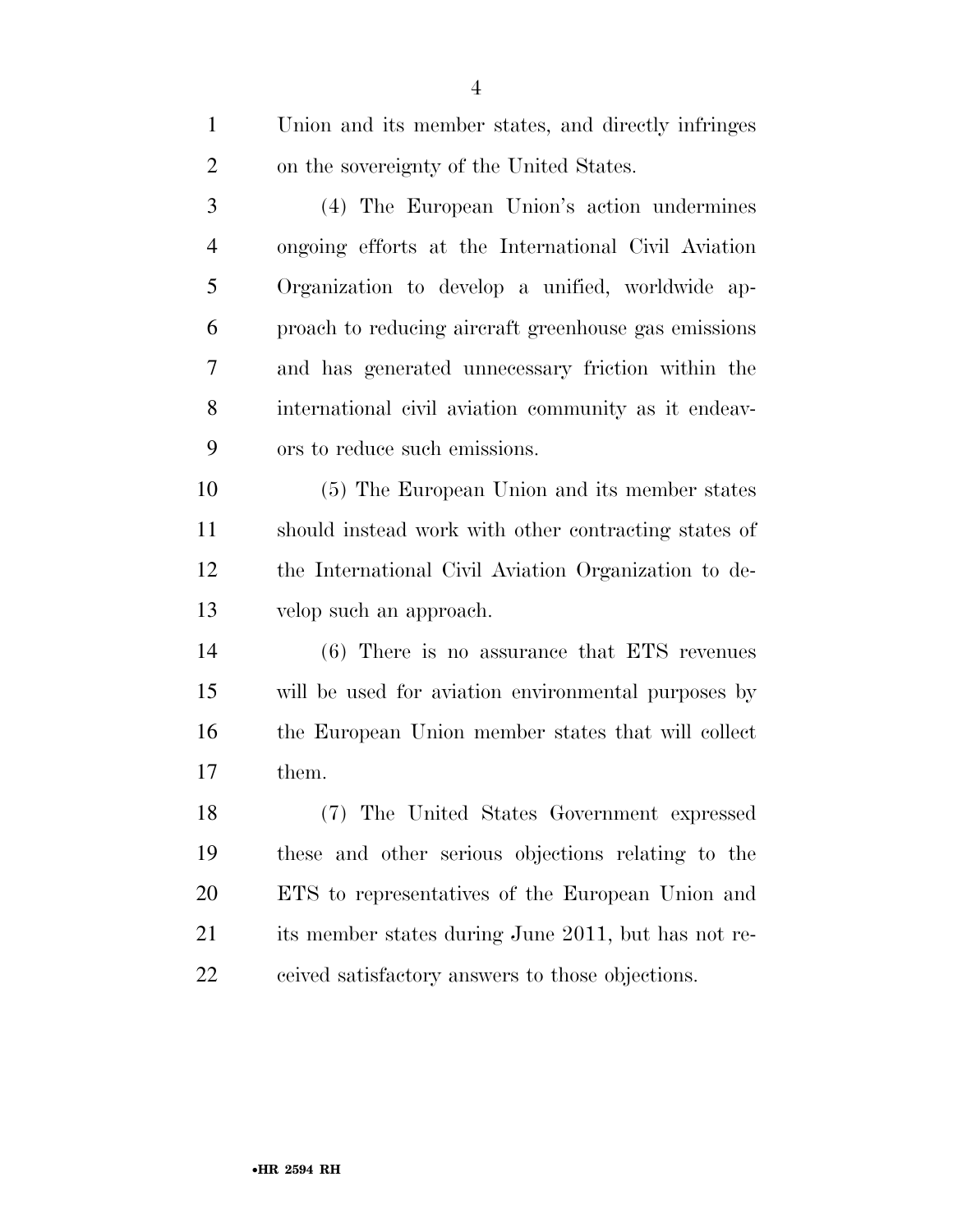Union and its member states, and directly infringes on the sovereignty of the United States.

(4) The European Union's action undermines ongoing efforts at the International Civil Aviation Organization to develop a unified, worldwide approach to reducing aircraft greenhouse gas emissions and has generated unnecessary friction within the international civil aviation community as it endeavors to reduce such emissions.

(5) The European Union and its member states should instead work with other contracting states of the International Civil Aviation Organization to develop such an approach.

(6) There is no assurance that ETS revenues will be used for aviation environmental purposes by the European Union member states that will collect them.

(7) The United States Government expressed these and other serious objections relating to the ETS to representatives of the European Union and its member states during June 2011, but has not received satisfactory answers to those objections.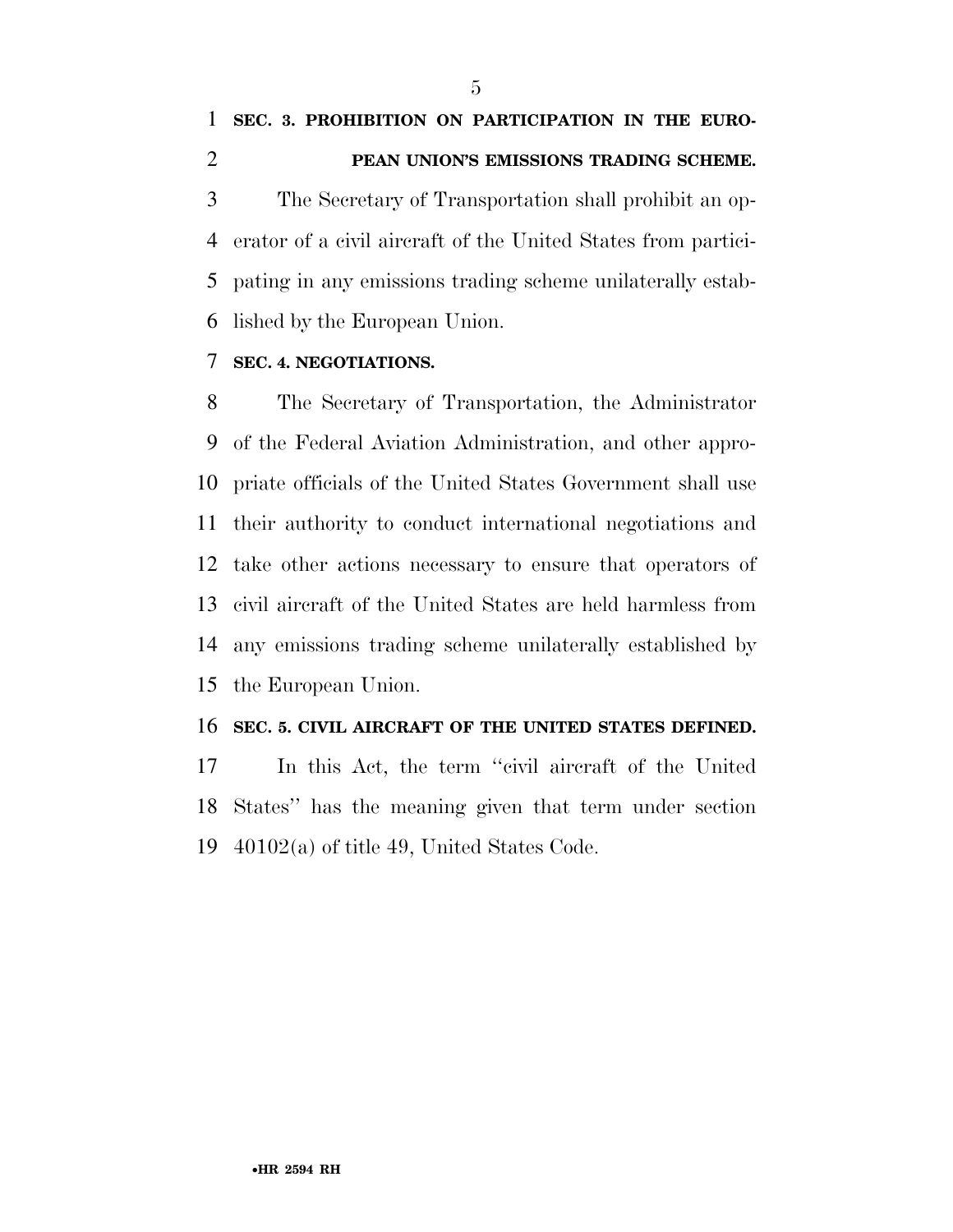## SEC. 3. PROHIBITION ON PARTICIPATION IN THE EUROPEAN UNION'S EMISSIONS TRADING SCHEME.

The Secretary of Transportation shall prohibit an operator of a civil aircraft of the United States from participating in any emissions trading scheme unilaterally established by the European Union.

## SEC. 4. NEGOTIATIONS.

The Secretary of Transportation, the Administrator of the Federal Aviation Administration, and other appropriate officials of the United States Government shall use their authority to conduct international negotiations and take other actions necessary to ensure that operators of civil aircraft of the United States are held harmless from any emissions trading scheme unilaterally established by the European Union.

## SEC. 5. CIVIL AIRCRAFT OF THE UNITED STATES DEFINED.

In this Act, the term "civil aircraft of the United States" has the meaning given that term under section 40102(a) of title 49, United States Code.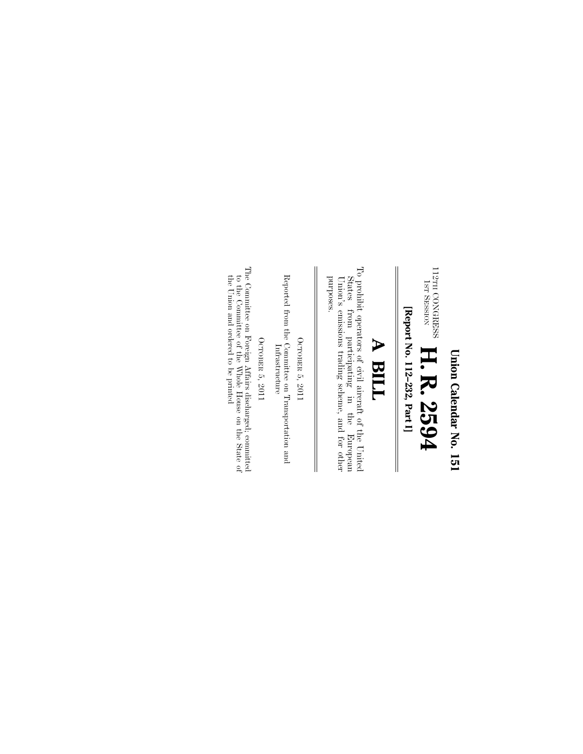# Union Calendar No. 151

112TH CONGRESS
1ST SESSION

# H. R. 2594

**[Report No. 112–232, Part I]**

---

# A BILL

To prohibit operators of civil aircraft of the United States from participating in the European Union's emissions trading scheme, and for other purposes.

---

OCTOBER 5, 2011

Reported from the Committee on Transportation and Infrastructure

OCTOBER 5, 2011

The Committee on Foreign Affairs discharged; committed to the Committee of the Whole House on the State of the Union and ordered to be printed